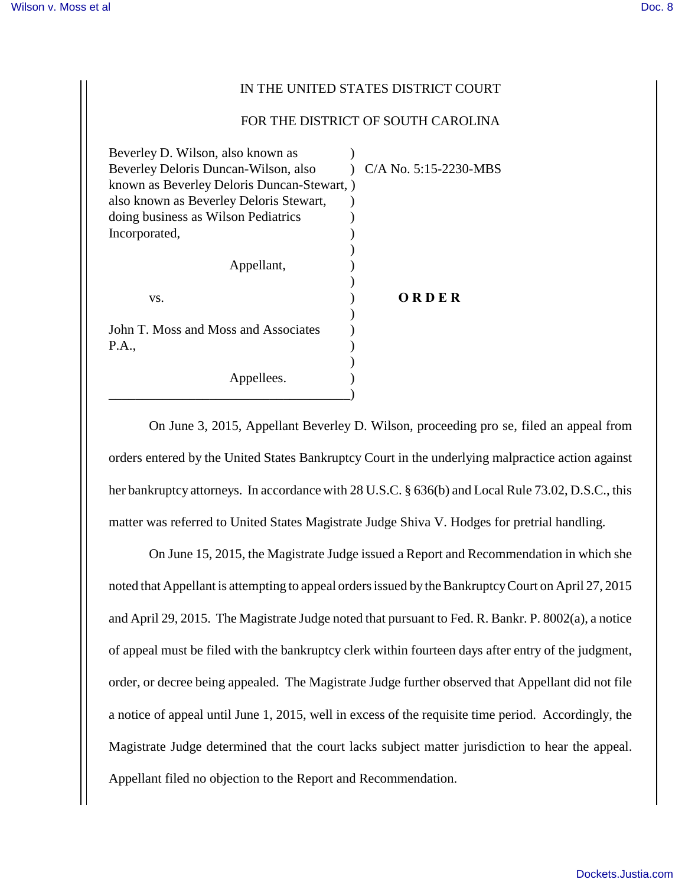IN THE UNITED STATES DISTRICT COURT

FOR THE DISTRICT OF SOUTH CAROLINA

| | |
|---|---|
| Beverley D. Wilson, also known as Beverley Deloris Duncan-Wilson, also known as Beverley Deloris Duncan-Stewart, also known as Beverley Deloris Stewart, doing business as Wilson Pediatrics Incorporated, | C/A No. 5:15-2230-MBS |
| Appellant, | |
| vs. | **O R D E R** |
| John T. Moss and Moss and Associates P.A., | |
| Appellees. | |

On June 3, 2015, Appellant Beverley D. Wilson, proceeding pro se, filed an appeal from orders entered by the United States Bankruptcy Court in the underlying malpractice action against her bankruptcy attorneys. In accordance with 28 U.S.C. § 636(b) and Local Rule 73.02, D.S.C., this matter was referred to United States Magistrate Judge Shiva V. Hodges for pretrial handling.

On June 15, 2015, the Magistrate Judge issued a Report and Recommendation in which she noted that Appellant is attempting to appeal orders issued by the Bankruptcy Court on April 27, 2015 and April 29, 2015. The Magistrate Judge noted that pursuant to Fed. R. Bankr. P. 8002(a), a notice of appeal must be filed with the bankruptcy clerk within fourteen days after entry of the judgment, order, or decree being appealed. The Magistrate Judge further observed that Appellant did not file a notice of appeal until June 1, 2015, well in excess of the requisite time period. Accordingly, the Magistrate Judge determined that the court lacks subject matter jurisdiction to hear the appeal. Appellant filed no objection to the Report and Recommendation.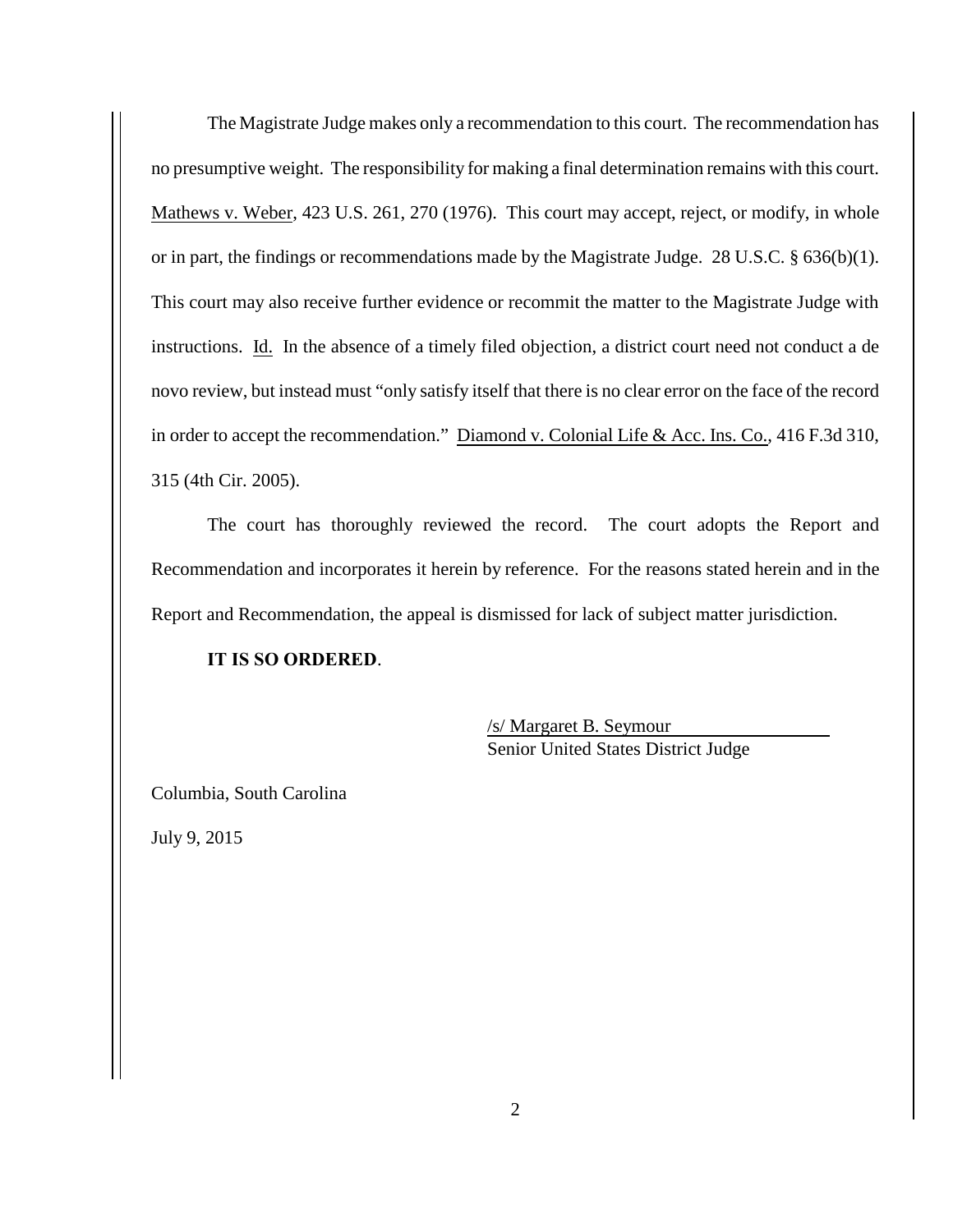The Magistrate Judge makes only a recommendation to this court. The recommendation has no presumptive weight. The responsibility for making a final determination remains with this court. Mathews v. Weber, 423 U.S. 261, 270 (1976). This court may accept, reject, or modify, in whole or in part, the findings or recommendations made by the Magistrate Judge. 28 U.S.C. § 636(b)(1). This court may also receive further evidence or recommit the matter to the Magistrate Judge with instructions. Id. In the absence of a timely filed objection, a district court need not conduct a de novo review, but instead must "only satisfy itself that there is no clear error on the face of the record in order to accept the recommendation." Diamond v. Colonial Life & Acc. Ins. Co., 416 F.3d 310, 315 (4th Cir. 2005).

The court has thoroughly reviewed the record. The court adopts the Report and Recommendation and incorporates it herein by reference. For the reasons stated herein and in the Report and Recommendation, the appeal is dismissed for lack of subject matter jurisdiction.

**IT IS SO ORDERED**.

/s/ Margaret B. Seymour
Senior United States District Judge

Columbia, South Carolina

July 9, 2015